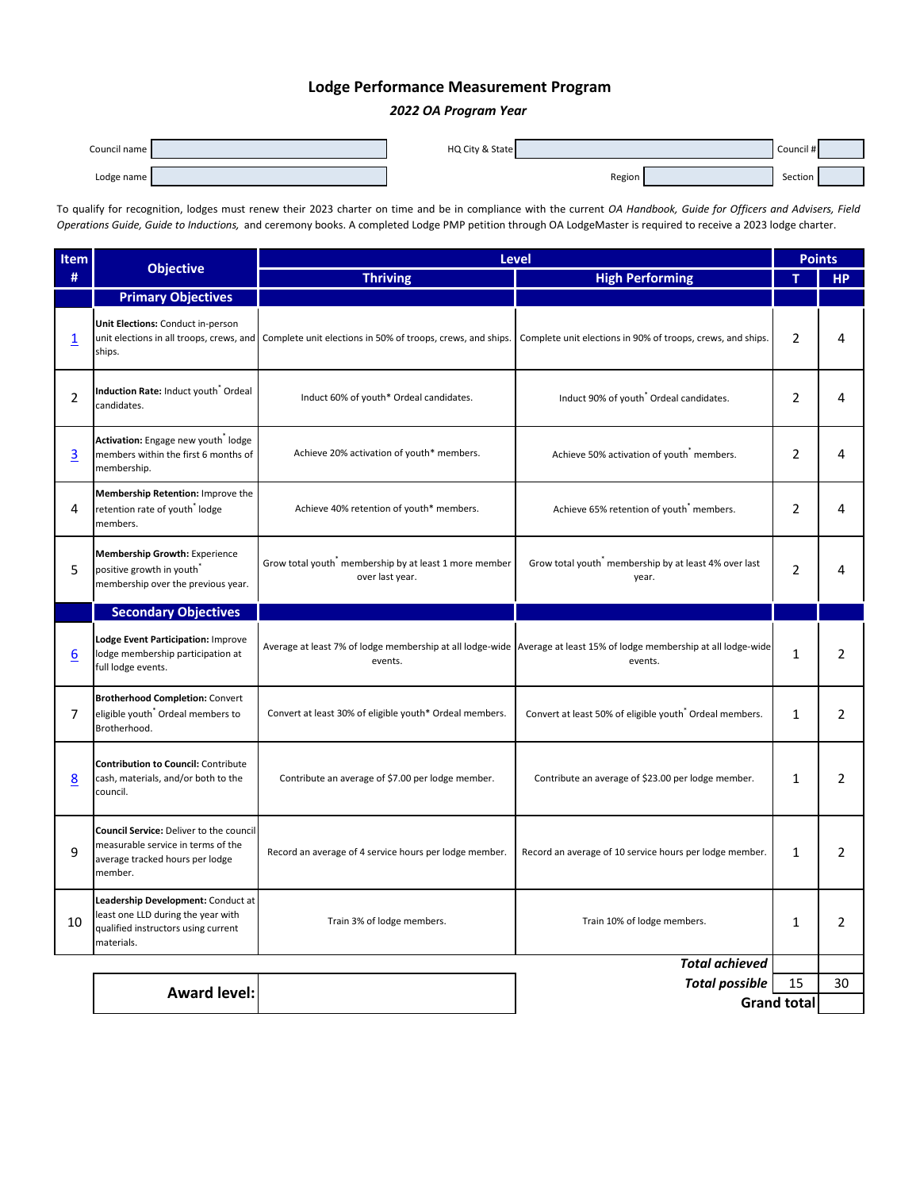# Lodge Performance Measurement Program

*2022 OA Program Year*

| Council name | | HQ City & State | | Council # | |
|---|---|---|---|---|---|
| Lodge name | | Region | | Section | |

To qualify for recognition, lodges must renew their 2023 charter on time and be in compliance with the current *OA Handbook, Guide for Officers and Advisers, Field Operations Guide, Guide to Inductions,* and ceremony books. A completed Lodge PMP petition through OA LodgeMaster is required to receive a 2023 lodge charter.

| Item # | Objective | Level | | Points | |
|---|---|---|---|---|---|
| | | Thriving | High Performing | T | HP |
| | **Primary Objectives** | | | | |
| 1 | **Unit Elections:** Conduct in-person unit elections in all troops, crews, and ships. | Complete unit elections in 50% of troops, crews, and ships. | Complete unit elections in 90% of troops, crews, and ships. | 2 | 4 |
| 2 | **Induction Rate:** Induct youth* Ordeal candidates. | Induct 60% of youth* Ordeal candidates. | Induct 90% of youth* Ordeal candidates. | 2 | 4 |
| 3 | **Activation:** Engage new youth* lodge members within the first 6 months of membership. | Achieve 20% activation of youth* members. | Achieve 50% activation of youth* members. | 2 | 4 |
| 4 | **Membership Retention:** Improve the retention rate of youth* lodge members. | Achieve 40% retention of youth* members. | Achieve 65% retention of youth* members. | 2 | 4 |
| 5 | **Membership Growth:** Experience positive growth in youth* membership over the previous year. | Grow total youth* membership by at least 1 more member over last year. | Grow total youth* membership by at least 4% over last year. | 2 | 4 |
| | **Secondary Objectives** | | | | |
| 6 | **Lodge Event Participation:** Improve lodge membership participation at full lodge events. | Average at least 7% of lodge membership at all lodge-wide events. | Average at least 15% of lodge membership at all lodge-wide events. | 1 | 2 |
| 7 | **Brotherhood Completion:** Convert eligible youth* Ordeal members to Brotherhood. | Convert at least 30% of eligible youth* Ordeal members. | Convert at least 50% of eligible youth* Ordeal members. | 1 | 2 |
| 8 | **Contribution to Council:** Contribute cash, materials, and/or both to the council. | Contribute an average of $7.00 per lodge member. | Contribute an average of $23.00 per lodge member. | 1 | 2 |
| 9 | **Council Service:** Deliver to the council measurable service in terms of the average tracked hours per lodge member. | Record an average of 4 service hours per lodge member. | Record an average of 10 service hours per lodge member. | 1 | 2 |
| 10 | **Leadership Development:** Conduct at least one LLD during the year with qualified instructors using current materials. | Train 3% of lodge members. | Train 10% of lodge members. | 1 | 2 |
| | | | ***Total achieved*** | | |
| | **Award level:** | | ***Total possible*** | 15 | 30 |
| | | | **Grand total** | | |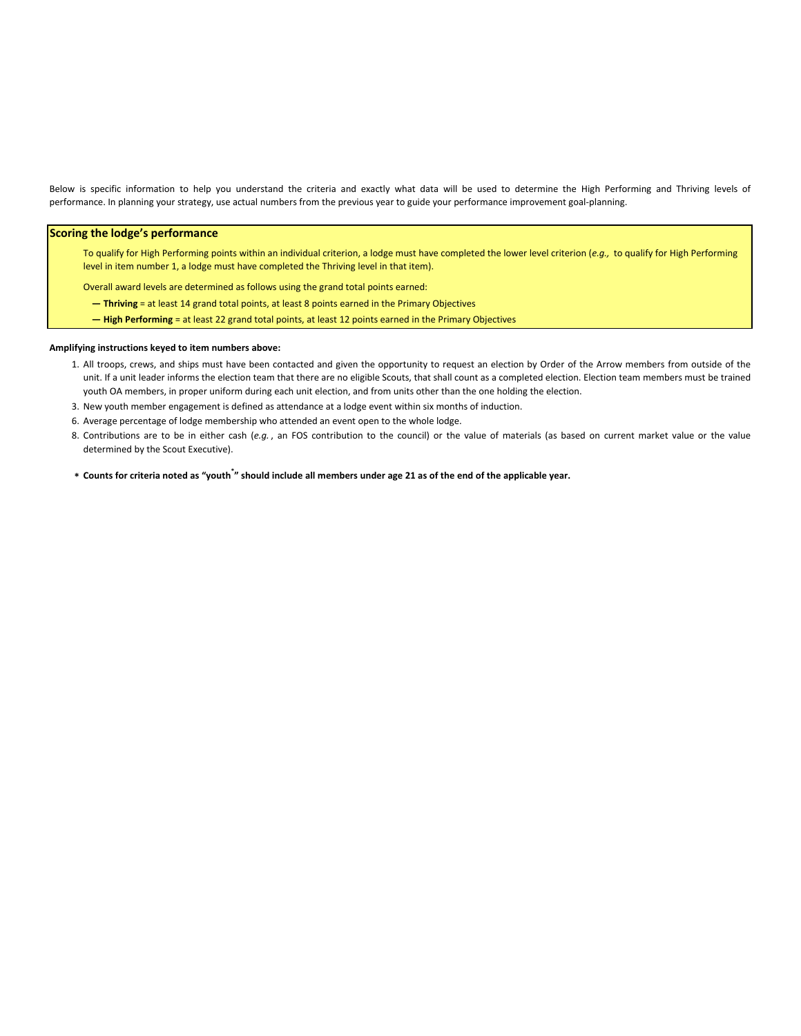Below is specific information to help you understand the criteria and exactly what data will be used to determine the High Performing and Thriving levels of performance. In planning your strategy, use actual numbers from the previous year to guide your performance improvement goal-planning.

## Scoring the lodge's performance

To qualify for High Performing points within an individual criterion, a lodge must have completed the lower level criterion (*e.g.,* to qualify for High Performing level in item number 1, a lodge must have completed the Thriving level in that item).

Overall award levels are determined as follows using the grand total points earned:

— **Thriving** = at least 14 grand total points, at least 8 points earned in the Primary Objectives

— **High Performing** = at least 22 grand total points, at least 12 points earned in the Primary Objectives

**Amplifying instructions keyed to item numbers above:**

1. All troops, crews, and ships must have been contacted and given the opportunity to request an election by Order of the Arrow members from outside of the unit. If a unit leader informs the election team that there are no eligible Scouts, that shall count as a completed election. Election team members must be trained youth OA members, in proper uniform during each unit election, and from units other than the one holding the election.
3. New youth member engagement is defined as attendance at a lodge event within six months of induction.
6. Average percentage of lodge membership who attended an event open to the whole lodge.
8. Contributions are to be in either cash (*e.g.*, an FOS contribution to the council) or the value of materials (as based on current market value or the value determined by the Scout Executive).

\* **Counts for criteria noted as "youth\*" should include all members under age 21 as of the end of the applicable year.**